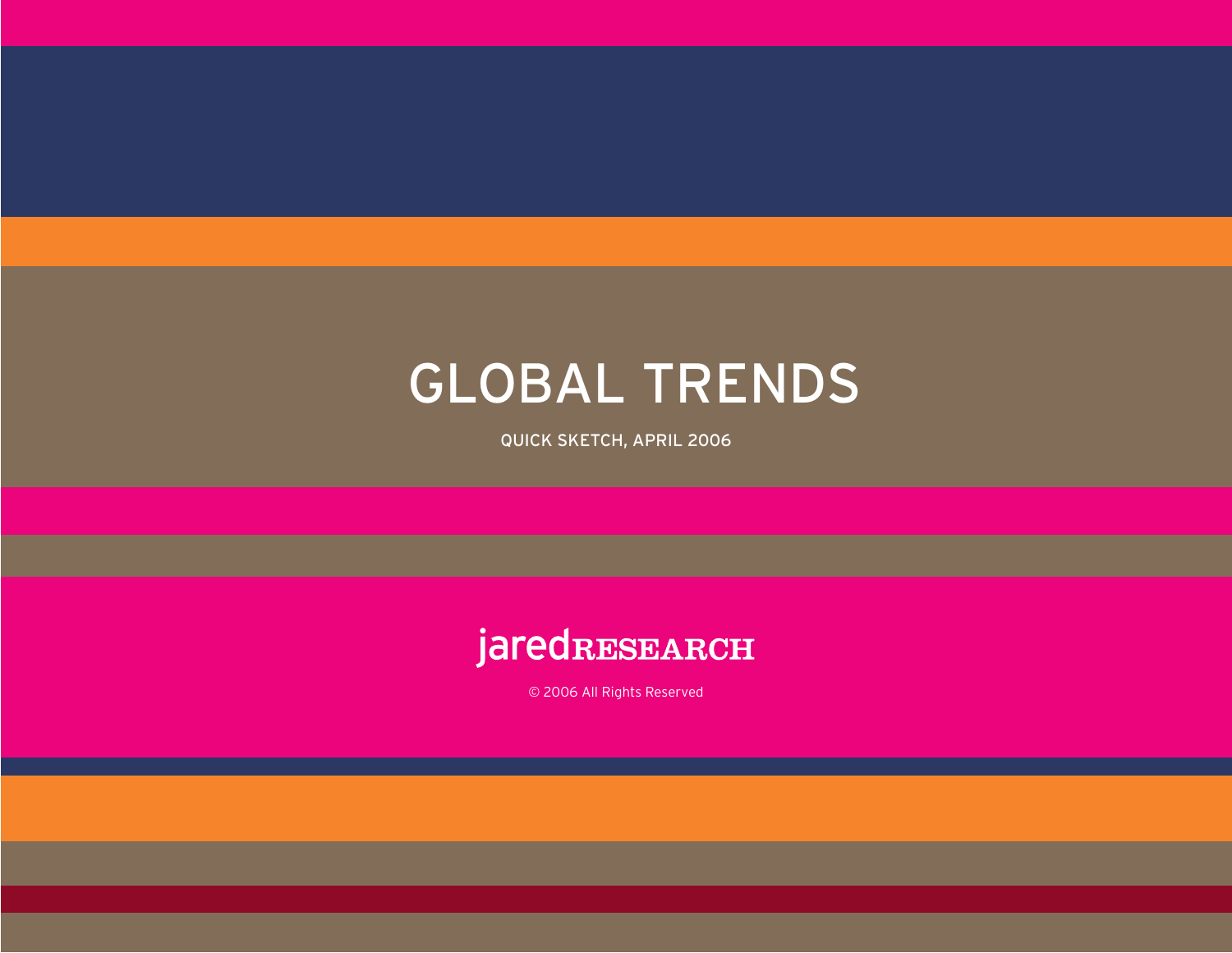# GLOBAL TRENDS

QUICK SKETCH, APRIL 2006

jaredRESEARCH

© 2006 All Rights Reserved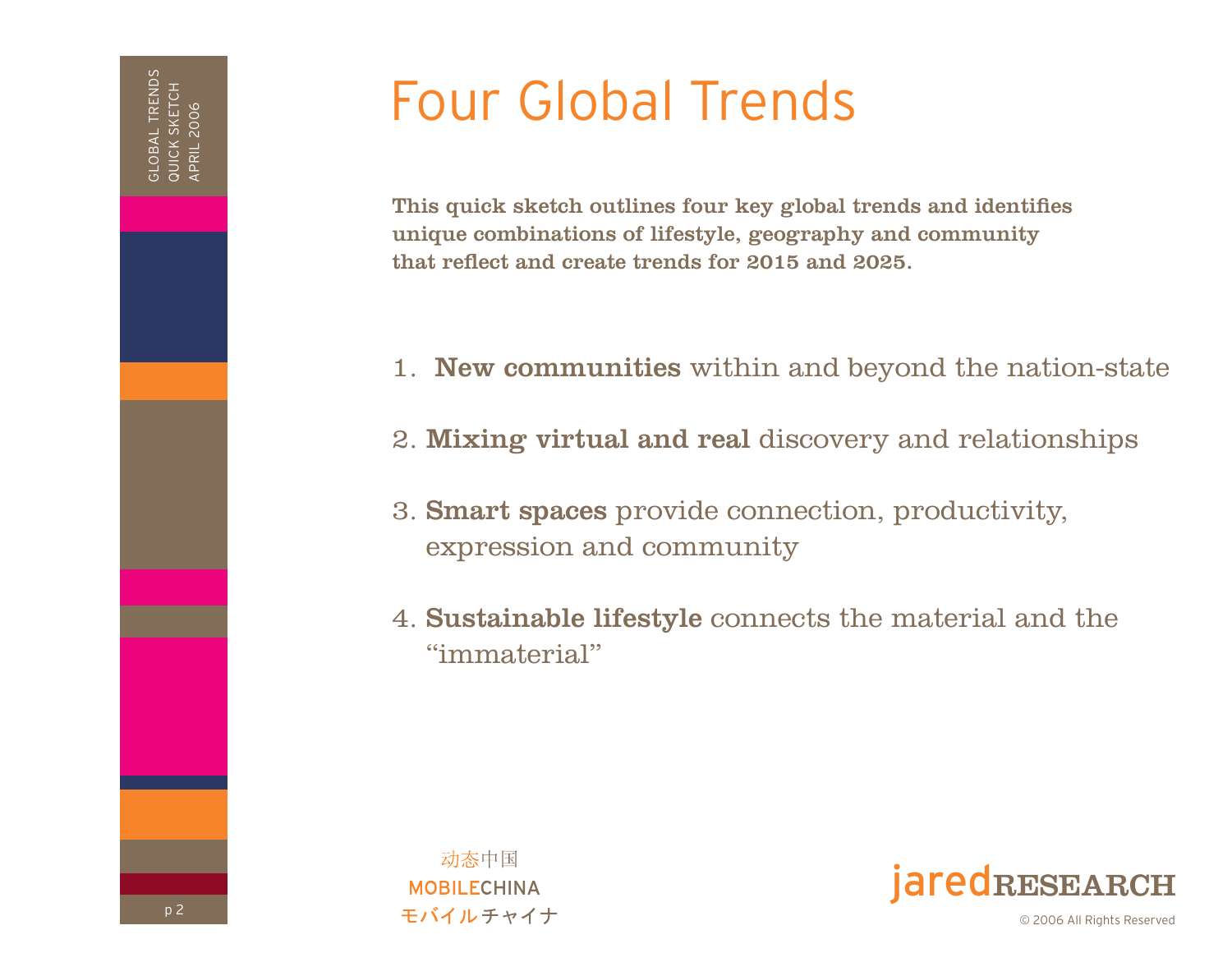# Four Global Trends

**This quick sketch outlines four key global trends and identifies unique combinations of lifestyle, geography and community that reflect and create trends for 2015 and 2025.**

1. **New communities** within and beyond the nation-state
2. **Mixing virtual and real** discovery and relationships
3. **Smart spaces** provide connection, productivity, expression and community
4. **Sustainable lifestyle** connects the material and the "immaterial"

动态中国
MOBILECHINA
モバイルチャイナ

jaredRESEARCH

© 2006 All Rights Reserved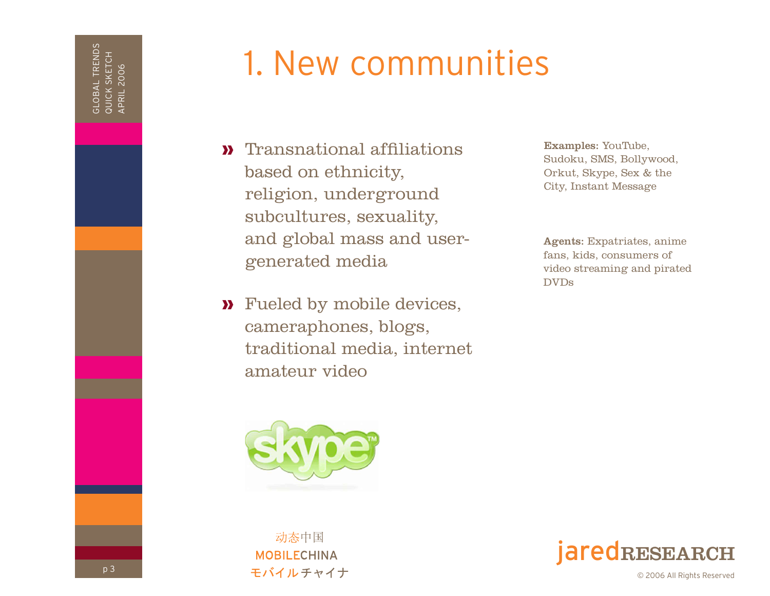# 1. New communities

- Transnational affiliations based on ethnicity, religion, underground subcultures, sexuality, and global mass and user-generated media
- Fueled by mobile devices, cameraphones, blogs, traditional media, internet amateur video

**Examples:** YouTube, Sudoku, SMS, Bollywood, Orkut, Skype, Sex & the City, Instant Message

**Agents:** Expatriates, anime fans, kids, consumers of video streaming and pirated DVDs

动态中国
MOBILECHINA
モバイルチャイナ

jaredRESEARCH
© 2006 All Rights Reserved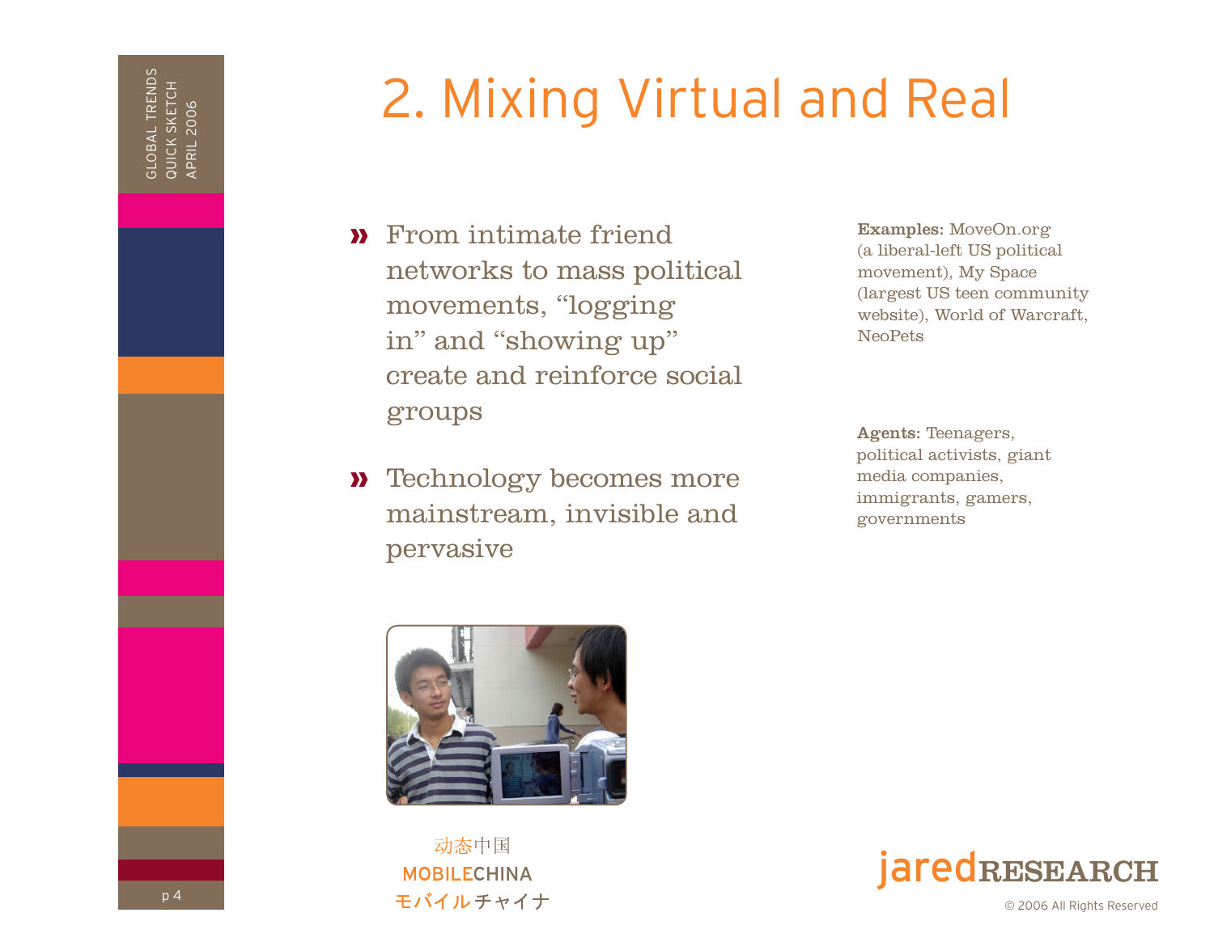# 2. Mixing Virtual and Real

- From intimate friend networks to mass political movements, "logging in" and "showing up" create and reinforce social groups

- Technology becomes more mainstream, invisible and pervasive

**Examples:** MoveOn.org (a liberal-left US political movement), My Space (largest US teen community website), World of Warcraft, NeoPets

**Agents:** Teenagers, political activists, giant media companies, immigrants, gamers, governments

动态中国
MOBILECHINA
モバイルチャイナ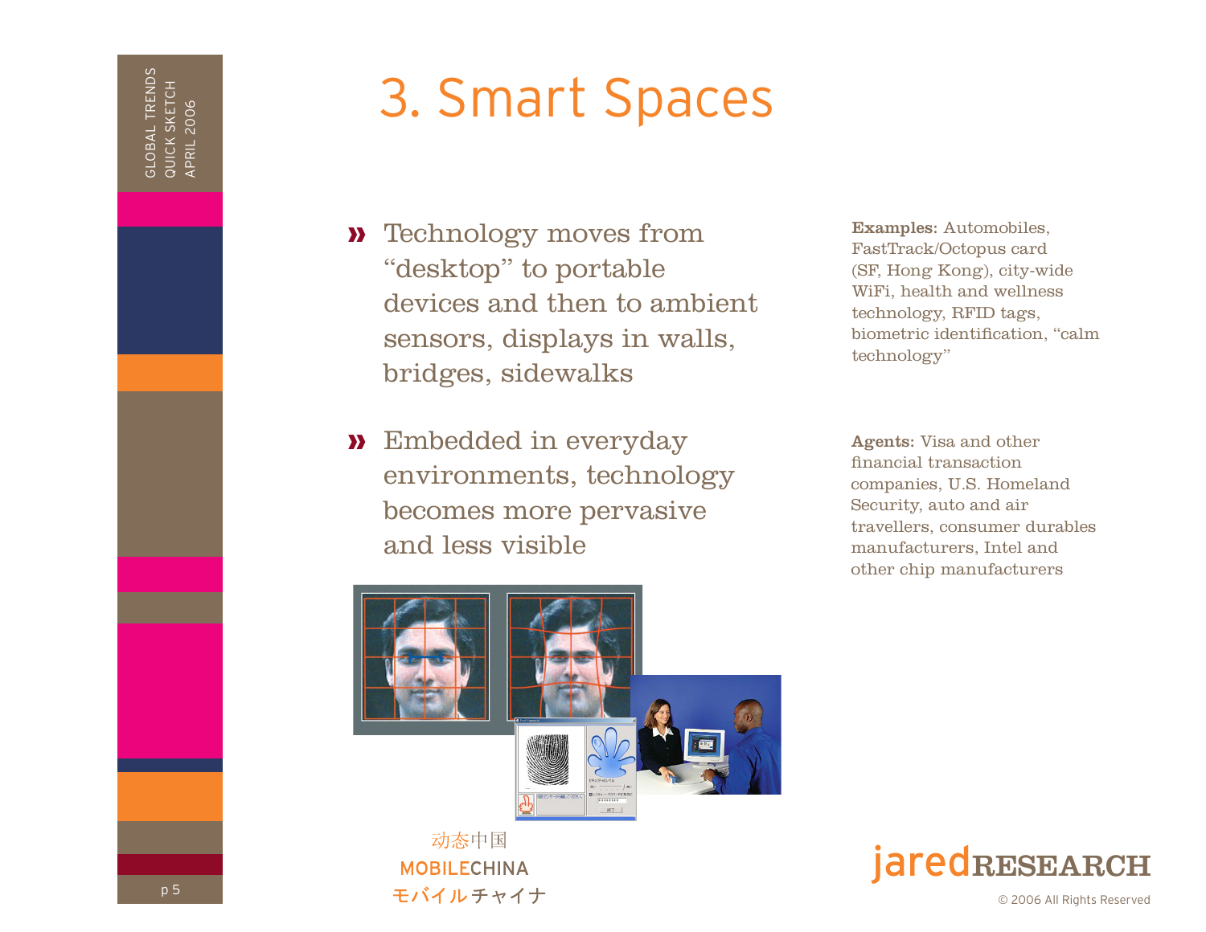# 3. Smart Spaces

- Technology moves from “desktop” to portable devices and then to ambient sensors, displays in walls, bridges, sidewalks
- Embedded in everyday environments, technology becomes more pervasive and less visible

**Examples:** Automobiles, FastTrack/Octopus card (SF, Hong Kong), city-wide WiFi, health and wellness technology, RFID tags, biometric identification, “calm technology”

**Agents:** Visa and other financial transaction companies, U.S. Homeland Security, auto and air travellers, consumer durables manufacturers, Intel and other chip manufacturers

动态中国
MOBILECHINA
モバイルチャイナ

jaredRESEARCH

© 2006 All Rights Reserved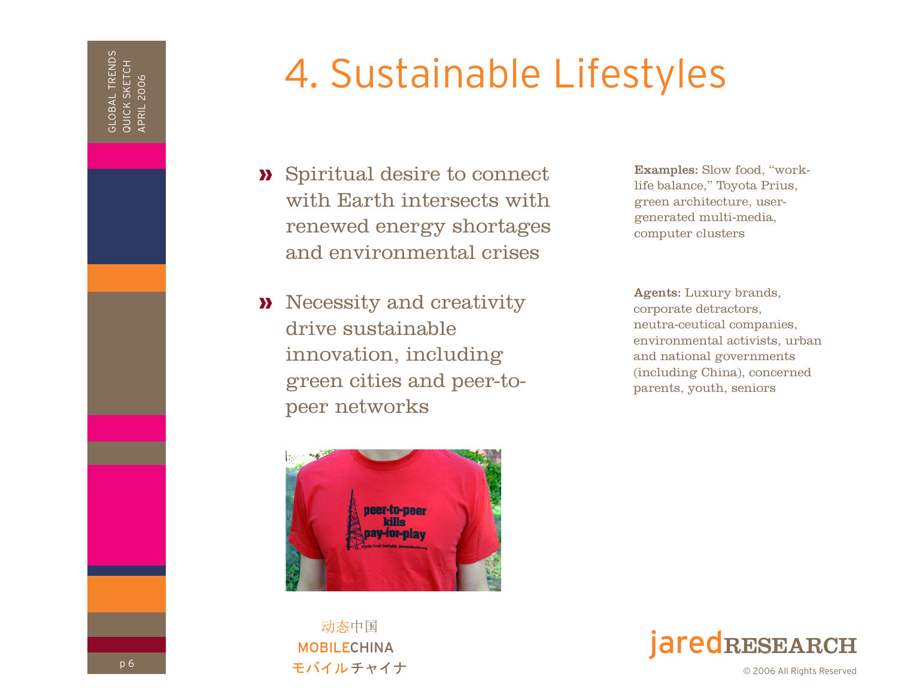# 4. Sustainable Lifestyles

- Spiritual desire to connect with Earth intersects with renewed energy shortages and environmental crises
- Necessity and creativity drive sustainable innovation, including green cities and peer-to-peer networks

**Examples:** Slow food, "work-life balance," Toyota Prius, green architecture, user-generated multi-media, computer clusters

**Agents:** Luxury brands, corporate detractors, neutra-ceutical companies, environmental activists, urban and national governments (including China), concerned parents, youth, seniors

动态中国
MOBILECHINA
モバイルチャイナ

jaredRESEARCH

© 2006 All Rights Reserved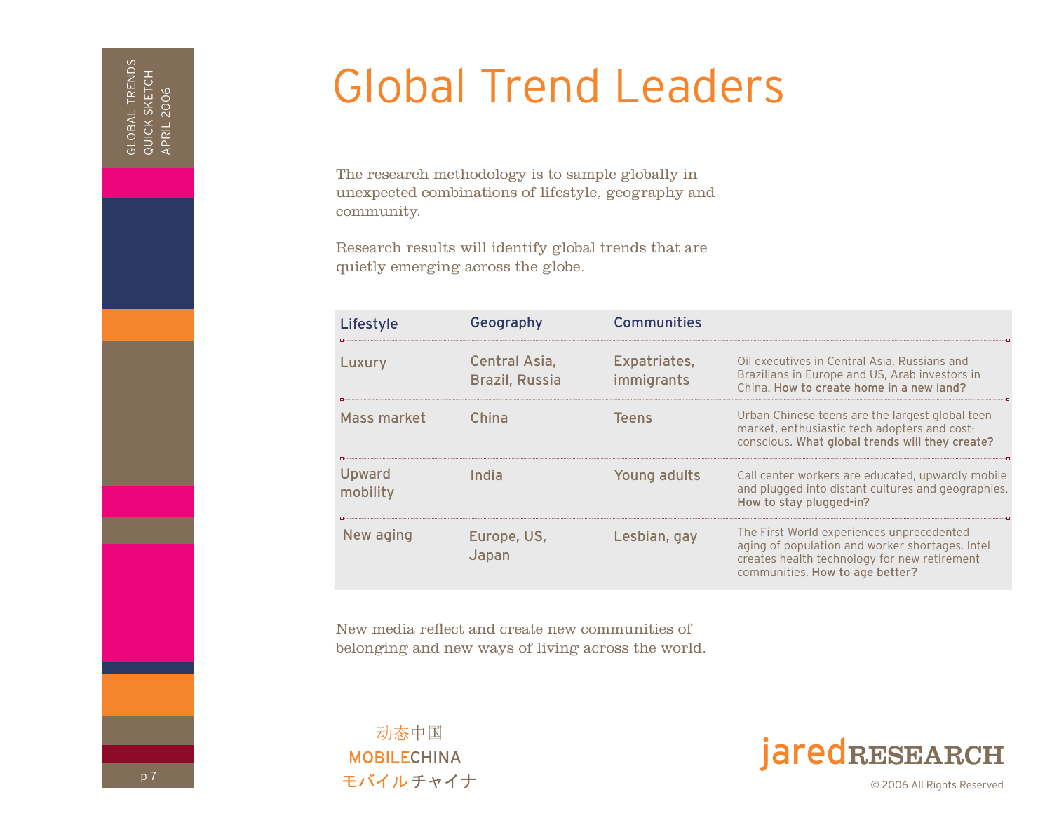# Global Trend Leaders

The research methodology is to sample globally in unexpected combinations of lifestyle, geography and community.

Research results will identify global trends that are quietly emerging across the globe.

| Lifestyle | Geography | Communities | |
|---|---|---|---|
| Luxury | Central Asia, Brazil, Russia | Expatriates, immigrants | Oil executives in Central Asia, Russians and Brazilians in Europe and US, Arab investors in China. **How to create home in a new land?** |
| Mass market | China | Teens | Urban Chinese teens are the largest global teen market, enthusiastic tech adopters and cost-conscious. **What global trends will they create?** |
| Upward mobility | India | Young adults | Call center workers are educated, upwardly mobile and plugged into distant cultures and geographies. **How to stay plugged-in?** |
| New aging | Europe, US, Japan | Lesbian, gay | The First World experiences unprecedented aging of population and worker shortages. Intel creates health technology for new retirement communities. **How to age better?** |

New media reflect and create new communities of belonging and new ways of living across the world.

GLOBAL TRENDS
QUICK SKETCH
APRIL 2006

动态中国
MOBILECHINA
モバイルチャイナ

jaredRESEARCH
© 2006 All Rights Reserved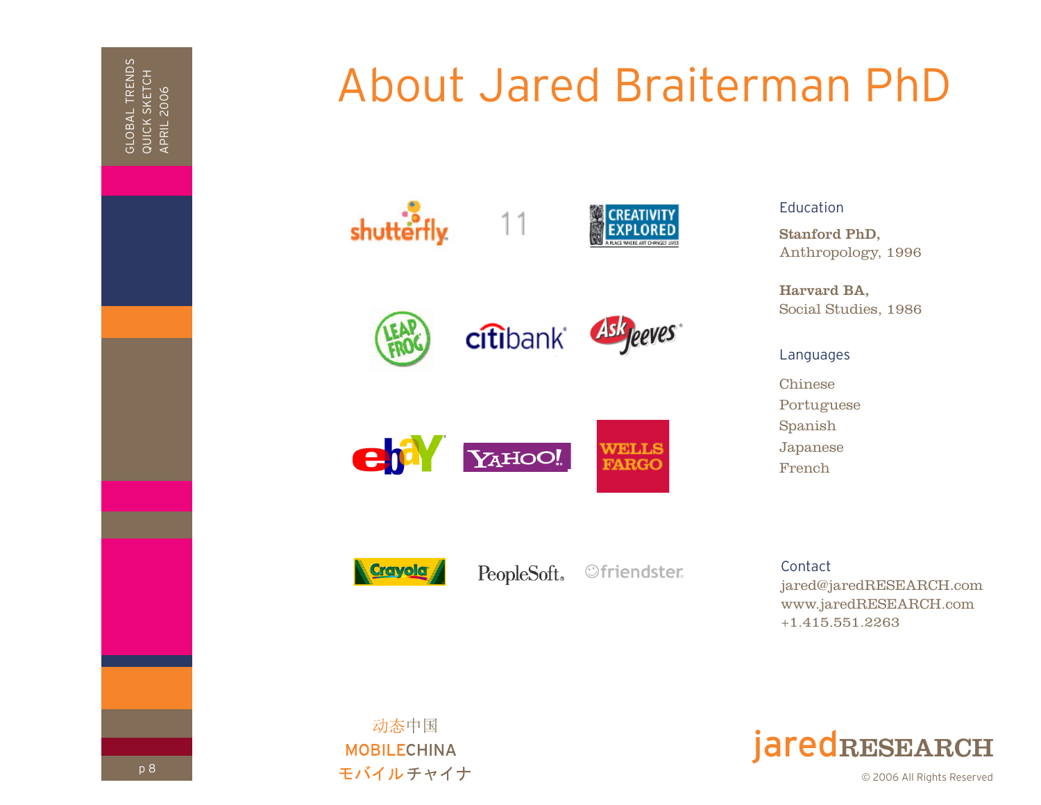# About Jared Braiterman PhD

shutterfly 11 CREATIVITY EXPLORED

LEAP FROG citibank Ask Jeeves

ebay YAHOO! WELLS FARGO

Crayola PeopleSoft. friendster

## Education

**Stanford PhD,**
Anthropology, 1996

**Harvard BA,**
Social Studies, 1986

## Languages

Chinese
Portuguese
Spanish
Japanese
French

## Contact

jared@jaredRESEARCH.com
www.jaredRESEARCH.com
+1.415.551.2263

动态中国
MOBILECHINA
モバイルチャイナ

jaredRESEARCH

© 2006 All Rights Reserved